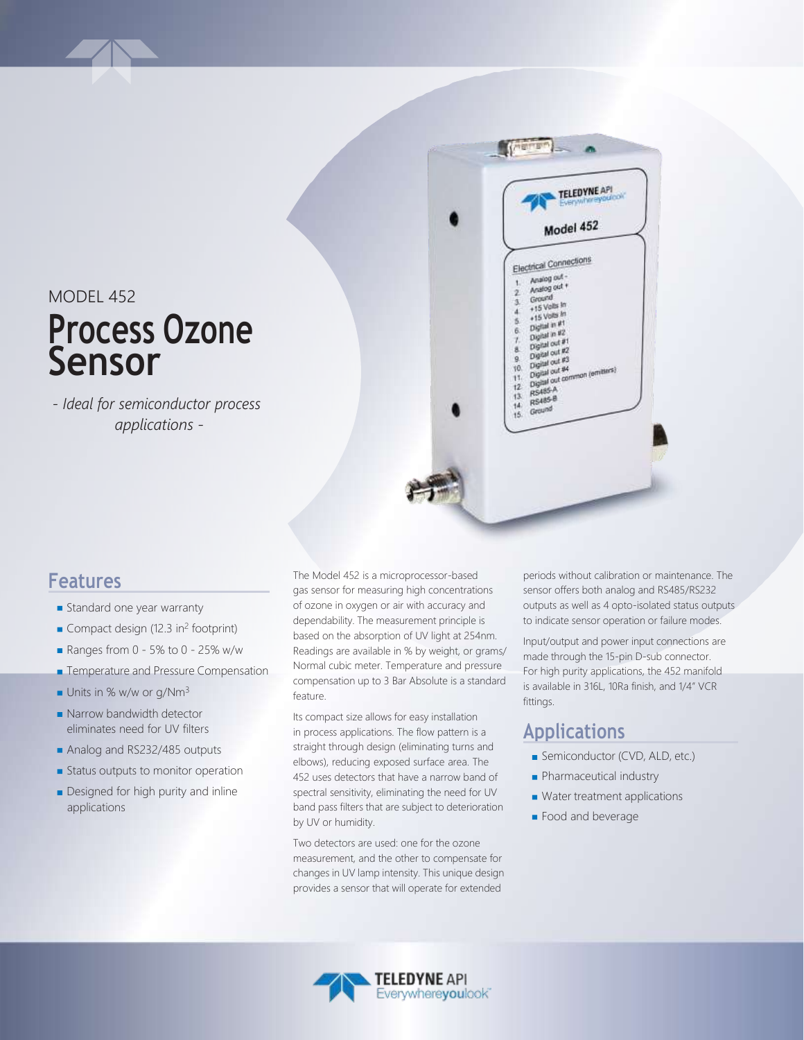MODEL 452

# Process Ozone Sensor

*- Ideal for semiconductor process applications -*

## Features

- Standard one year warranty
- Compact design (12.3 in$^2$ footprint)
- Ranges from 0 - 5% to 0 - 25% w/w
- Temperature and Pressure Compensation
- Units in % w/w or g/Nm$^3$
- Narrow bandwidth detector eliminates need for UV filters
- Analog and RS232/485 outputs
- Status outputs to monitor operation
- Designed for high purity and inline applications

The Model 452 is a microprocessor-based gas sensor for measuring high concentrations of ozone in oxygen or air with accuracy and dependability. The measurement principle is based on the absorption of UV light at 254nm. Readings are available in % by weight, or grams/ Normal cubic meter. Temperature and pressure compensation up to 3 Bar Absolute is a standard feature.

Its compact size allows for easy installation in process applications. The flow pattern is a straight through design (eliminating turns and elbows), reducing exposed surface area. The 452 uses detectors that have a narrow band of spectral sensitivity, eliminating the need for UV band pass filters that are subject to deterioration by UV or humidity.

Two detectors are used: one for the ozone measurement, and the other to compensate for changes in UV lamp intensity. This unique design provides a sensor that will operate for extended periods without calibration or maintenance. The sensor offers both analog and RS485/RS232 outputs as well as 4 opto-isolated status outputs to indicate sensor operation or failure modes.

Input/output and power input connections are made through the 15-pin D-sub connector. For high purity applications, the 452 manifold is available in 316L, 10Ra finish, and 1/4" VCR fittings.

## Applications

- Semiconductor (CVD, ALD, etc.)
- Pharmaceutical industry
- Water treatment applications
- Food and beverage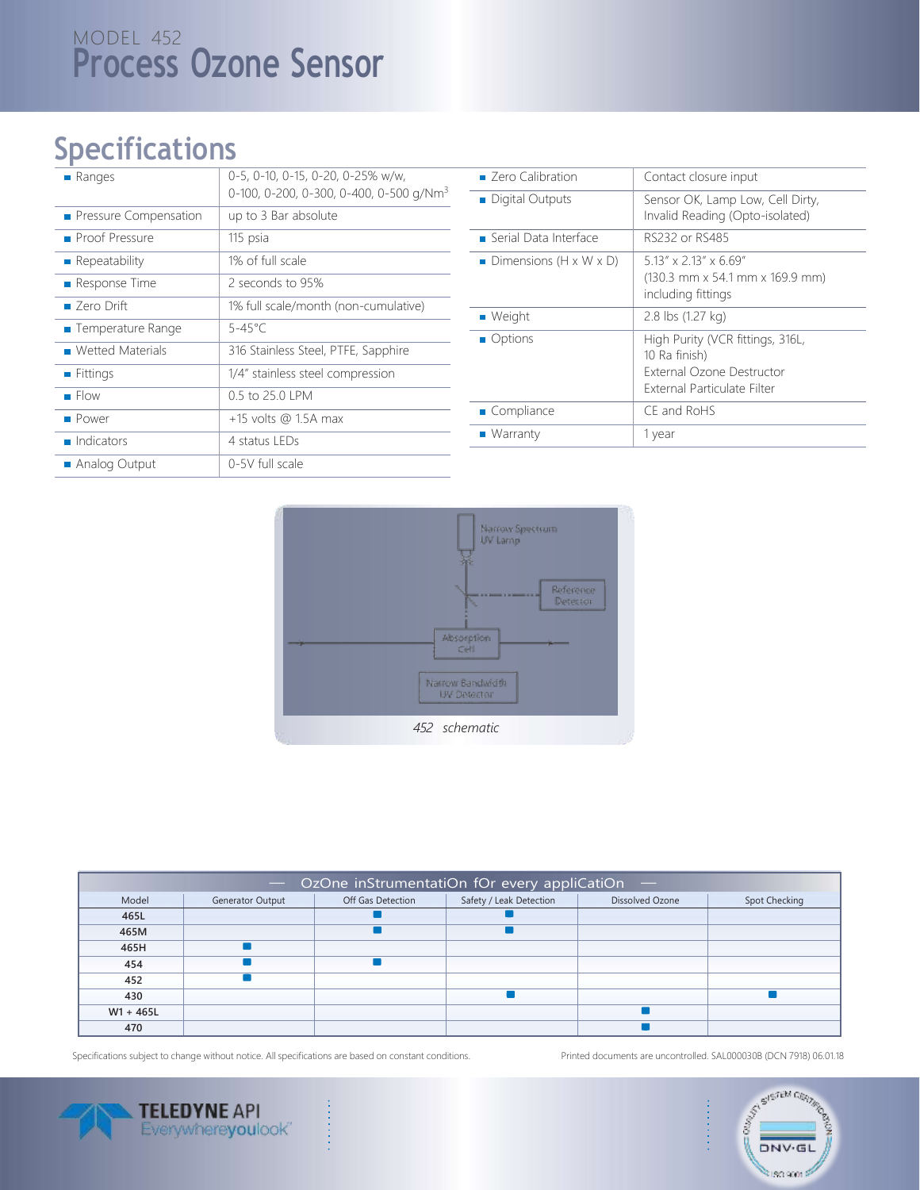MODEL 452

# Process Ozone Sensor

## Specifications

| | |
|---|---|
| Ranges | 0-5, 0-10, 0-15, 0-20, 0-25% w/w, 0-100, 0-200, 0-300, 0-400, 0-500 g/Nm$^3$ |
| Pressure Compensation | up to 3 Bar absolute |
| Proof Pressure | 115 psia |
| Repeatability | 1% of full scale |
| Response Time | 2 seconds to 95% |
| Zero Drift | 1% full scale/month (non-cumulative) |
| Temperature Range | 5-45°C |
| Wetted Materials | 316 Stainless Steel, PTFE, Sapphire |
| Fittings | 1/4" stainless steel compression |
| Flow | 0.5 to 25.0 LPM |
| Power | +15 volts @ 1.5A max |
| Indicators | 4 status LEDs |
| Analog Output | 0-5V full scale |
| Zero Calibration | Contact closure input |
| Digital Outputs | Sensor OK, Lamp Low, Cell Dirty, Invalid Reading (Opto-isolated) |
| Serial Data Interface | RS232 or RS485 |
| Dimensions (H x W x D) | 5.13" x 2.13" x 6.69" (130.3 mm x 54.1 mm x 169.9 mm) including fittings |
| Weight | 2.8 lbs (1.27 kg) |
| Options | High Purity (VCR fittings, 316L, 10 Ra finish)<br>External Ozone Destructor<br>External Particulate Filter |
| Compliance | CE and RoHS |
| Warranty | 1 year |

Narrow Spectrum UV Lamp

Reference Detector

Absorption Cell

Narrow Bandwidth UV Detector

*452 schematic*

— OzOne inStrumentatiOn fOr every appliCatiOn —

| Model | Generator Output | Off Gas Detection | Safety / Leak Detection | Dissolved Ozone | Spot Checking |
|---|---|---|---|---|---|
| 465L | | ■ | ■ | | |
| 465M | | ■ | ■ | | |
| 465H | ■ | | | | |
| 454 | ■ | ■ | | | |
| 452 | ■ | | | | |
| 430 | | | ■ | | ■ |
| W1 + 465L | | | | ■ | |
| 470 | | | | ■ | |

Specifications subject to change without notice. All specifications are based on constant conditions.

Printed documents are uncontrolled. SAL000030B (DCN 7918) 06.01.18